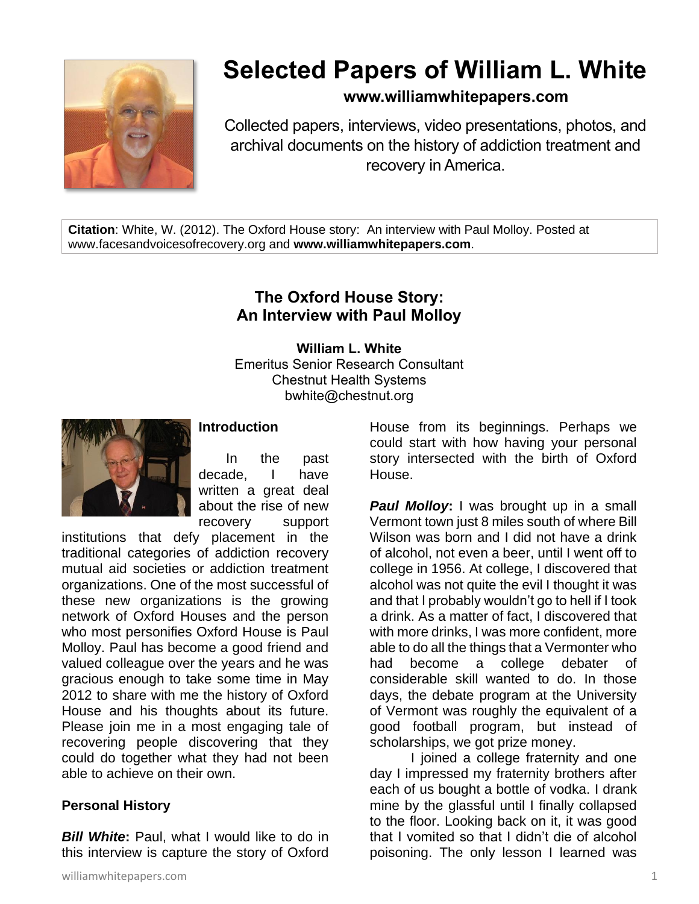# Selected Papers of William L. White

**www.williamwhitepapers.com**

Collected papers, interviews, video presentations, photos, and archival documents on the history of addiction treatment and recovery in America.

**Citation**: White, W. (2012). The Oxford House story: An interview with Paul Molloy. Posted at www.facesandvoicesofrecovery.org and **www.williamwhitepapers.com**.

## The Oxford House Story: An Interview with Paul Molloy

**William L. White**
Emeritus Senior Research Consultant
Chestnut Health Systems
bwhite@chestnut.org

### Introduction

In the past decade, I have written a great deal about the rise of new recovery support institutions that defy placement in the traditional categories of addiction recovery mutual aid societies or addiction treatment organizations. One of the most successful of these new organizations is the growing network of Oxford Houses and the person who most personifies Oxford House is Paul Molloy. Paul has become a good friend and valued colleague over the years and he was gracious enough to take some time in May 2012 to share with me the history of Oxford House and his thoughts about its future. Please join me in a most engaging tale of recovering people discovering that they could do together what they had not been able to achieve on their own.

### Personal History

***Bill White*:** Paul, what I would like to do in this interview is capture the story of Oxford House from its beginnings. Perhaps we could start with how having your personal story intersected with the birth of Oxford House.

***Paul Molloy*:** I was brought up in a small Vermont town just 8 miles south of where Bill Wilson was born and I did not have a drink of alcohol, not even a beer, until I went off to college in 1956. At college, I discovered that alcohol was not quite the evil I thought it was and that I probably wouldn't go to hell if I took a drink. As a matter of fact, I discovered that with more drinks, I was more confident, more able to do all the things that a Vermonter who had become a college debater of considerable skill wanted to do. In those days, the debate program at the University of Vermont was roughly the equivalent of a good football program, but instead of scholarships, we got prize money.

I joined a college fraternity and one day I impressed my fraternity brothers after each of us bought a bottle of vodka. I drank mine by the glassful until I finally collapsed to the floor. Looking back on it, it was good that I vomited so that I didn't die of alcohol poisoning. The only lesson I learned was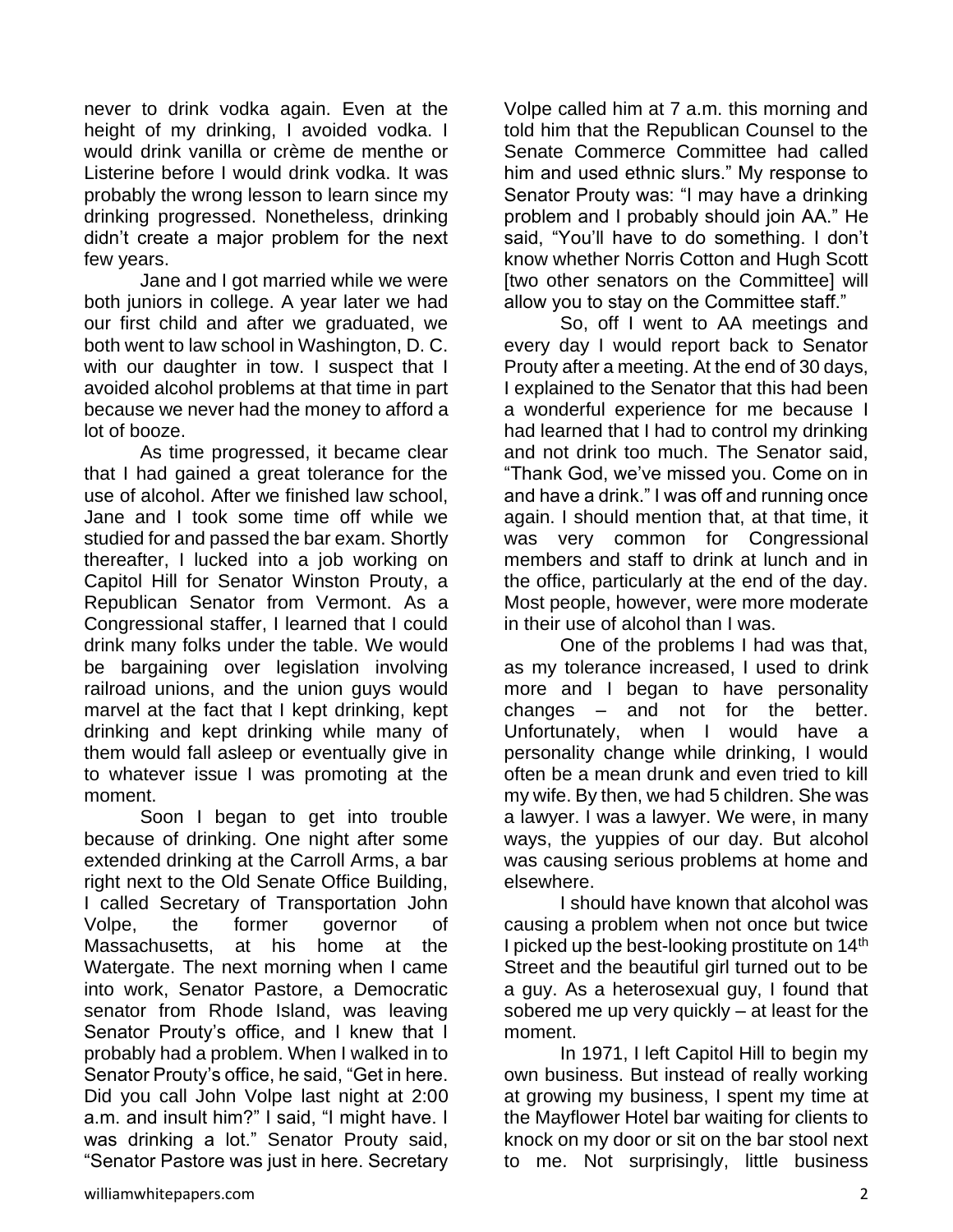never to drink vodka again. Even at the height of my drinking, I avoided vodka. I would drink vanilla or crème de menthe or Listerine before I would drink vodka. It was probably the wrong lesson to learn since my drinking progressed. Nonetheless, drinking didn't create a major problem for the next few years.

Jane and I got married while we were both juniors in college. A year later we had our first child and after we graduated, we both went to law school in Washington, D. C. with our daughter in tow. I suspect that I avoided alcohol problems at that time in part because we never had the money to afford a lot of booze.

As time progressed, it became clear that I had gained a great tolerance for the use of alcohol. After we finished law school, Jane and I took some time off while we studied for and passed the bar exam. Shortly thereafter, I lucked into a job working on Capitol Hill for Senator Winston Prouty, a Republican Senator from Vermont. As a Congressional staffer, I learned that I could drink many folks under the table. We would be bargaining over legislation involving railroad unions, and the union guys would marvel at the fact that I kept drinking, kept drinking and kept drinking while many of them would fall asleep or eventually give in to whatever issue I was promoting at the moment.

Soon I began to get into trouble because of drinking. One night after some extended drinking at the Carroll Arms, a bar right next to the Old Senate Office Building, I called Secretary of Transportation John Volpe, the former governor of Massachusetts, at his home at the Watergate. The next morning when I came into work, Senator Pastore, a Democratic senator from Rhode Island, was leaving Senator Prouty's office, and I knew that I probably had a problem. When I walked in to Senator Prouty's office, he said, "Get in here. Did you call John Volpe last night at 2:00 a.m. and insult him?" I said, "I might have. I was drinking a lot." Senator Prouty said, "Senator Pastore was just in here. Secretary Volpe called him at 7 a.m. this morning and told him that the Republican Counsel to the Senate Commerce Committee had called him and used ethnic slurs." My response to Senator Prouty was: "I may have a drinking problem and I probably should join AA." He said, "You'll have to do something. I don't know whether Norris Cotton and Hugh Scott [two other senators on the Committee] will allow you to stay on the Committee staff."

So, off I went to AA meetings and every day I would report back to Senator Prouty after a meeting. At the end of 30 days, I explained to the Senator that this had been a wonderful experience for me because I had learned that I had to control my drinking and not drink too much. The Senator said, "Thank God, we've missed you. Come on in and have a drink." I was off and running once again. I should mention that, at that time, it was very common for Congressional members and staff to drink at lunch and in the office, particularly at the end of the day. Most people, however, were more moderate in their use of alcohol than I was.

One of the problems I had was that, as my tolerance increased, I used to drink more and I began to have personality changes – and not for the better. Unfortunately, when I would have a personality change while drinking, I would often be a mean drunk and even tried to kill my wife. By then, we had 5 children. She was a lawyer. I was a lawyer. We were, in many ways, the yuppies of our day. But alcohol was causing serious problems at home and elsewhere.

I should have known that alcohol was causing a problem when not once but twice I picked up the best-looking prostitute on 14th Street and the beautiful girl turned out to be a guy. As a heterosexual guy, I found that sobered me up very quickly – at least for the moment.

In 1971, I left Capitol Hill to begin my own business. But instead of really working at growing my business, I spent my time at the Mayflower Hotel bar waiting for clients to knock on my door or sit on the bar stool next to me. Not surprisingly, little business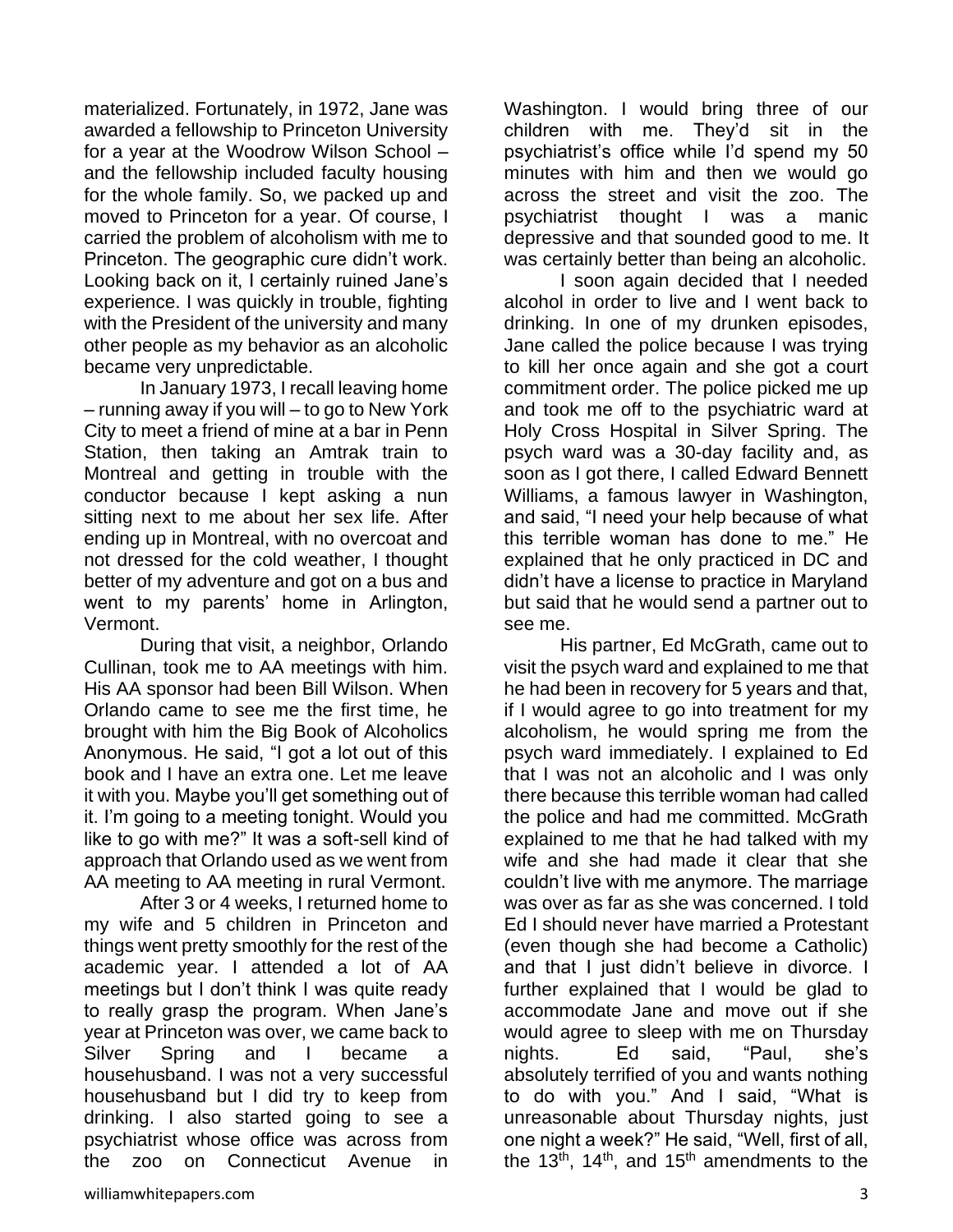materialized. Fortunately, in 1972, Jane was awarded a fellowship to Princeton University for a year at the Woodrow Wilson School – and the fellowship included faculty housing for the whole family. So, we packed up and moved to Princeton for a year. Of course, I carried the problem of alcoholism with me to Princeton. The geographic cure didn't work. Looking back on it, I certainly ruined Jane's experience. I was quickly in trouble, fighting with the President of the university and many other people as my behavior as an alcoholic became very unpredictable.

In January 1973, I recall leaving home – running away if you will – to go to New York City to meet a friend of mine at a bar in Penn Station, then taking an Amtrak train to Montreal and getting in trouble with the conductor because I kept asking a nun sitting next to me about her sex life. After ending up in Montreal, with no overcoat and not dressed for the cold weather, I thought better of my adventure and got on a bus and went to my parents' home in Arlington, Vermont.

During that visit, a neighbor, Orlando Cullinan, took me to AA meetings with him. His AA sponsor had been Bill Wilson. When Orlando came to see me the first time, he brought with him the Big Book of Alcoholics Anonymous. He said, "I got a lot out of this book and I have an extra one. Let me leave it with you. Maybe you'll get something out of it. I'm going to a meeting tonight. Would you like to go with me?" It was a soft-sell kind of approach that Orlando used as we went from AA meeting to AA meeting in rural Vermont.

After 3 or 4 weeks, I returned home to my wife and 5 children in Princeton and things went pretty smoothly for the rest of the academic year. I attended a lot of AA meetings but I don't think I was quite ready to really grasp the program. When Jane's year at Princeton was over, we came back to Silver Spring and I became a househusband. I was not a very successful househusband but I did try to keep from drinking. I also started going to see a psychiatrist whose office was across from the zoo on Connecticut Avenue in Washington. I would bring three of our children with me. They'd sit in the psychiatrist's office while I'd spend my 50 minutes with him and then we would go across the street and visit the zoo. The psychiatrist thought I was a manic depressive and that sounded good to me. It was certainly better than being an alcoholic.

I soon again decided that I needed alcohol in order to live and I went back to drinking. In one of my drunken episodes, Jane called the police because I was trying to kill her once again and she got a court commitment order. The police picked me up and took me off to the psychiatric ward at Holy Cross Hospital in Silver Spring. The psych ward was a 30-day facility and, as soon as I got there, I called Edward Bennett Williams, a famous lawyer in Washington, and said, "I need your help because of what this terrible woman has done to me." He explained that he only practiced in DC and didn't have a license to practice in Maryland but said that he would send a partner out to see me.

His partner, Ed McGrath, came out to visit the psych ward and explained to me that he had been in recovery for 5 years and that, if I would agree to go into treatment for my alcoholism, he would spring me from the psych ward immediately. I explained to Ed that I was not an alcoholic and I was only there because this terrible woman had called the police and had me committed. McGrath explained to me that he had talked with my wife and she had made it clear that she couldn't live with me anymore. The marriage was over as far as she was concerned. I told Ed I should never have married a Protestant (even though she had become a Catholic) and that I just didn't believe in divorce. I further explained that I would be glad to accommodate Jane and move out if she would agree to sleep with me on Thursday nights. Ed said, "Paul, she's absolutely terrified of you and wants nothing to do with you." And I said, "What is unreasonable about Thursday nights, just one night a week?" He said, "Well, first of all, the 13th, 14th, and 15th amendments to the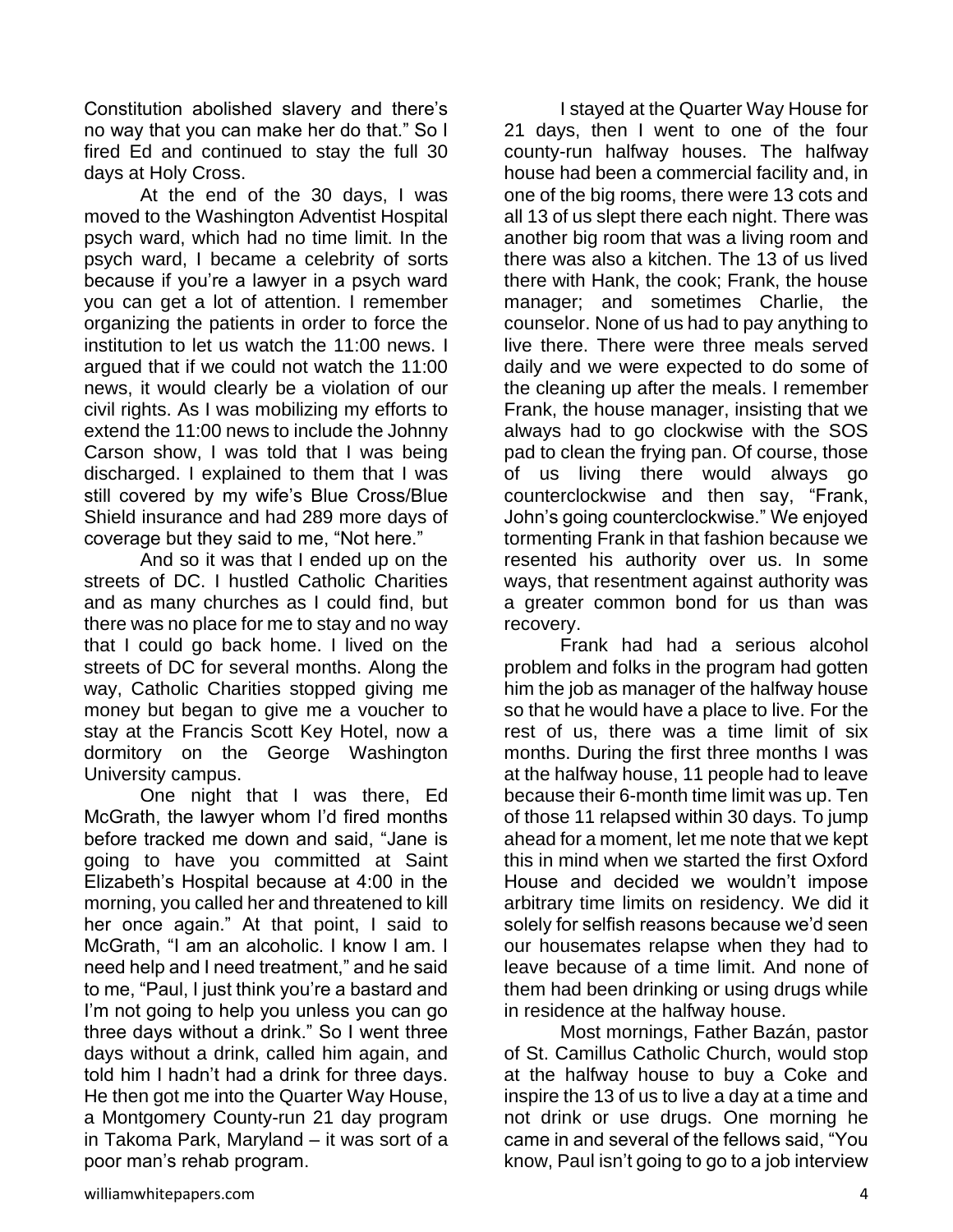Constitution abolished slavery and there's no way that you can make her do that." So I fired Ed and continued to stay the full 30 days at Holy Cross.

At the end of the 30 days, I was moved to the Washington Adventist Hospital psych ward, which had no time limit. In the psych ward, I became a celebrity of sorts because if you're a lawyer in a psych ward you can get a lot of attention. I remember organizing the patients in order to force the institution to let us watch the 11:00 news. I argued that if we could not watch the 11:00 news, it would clearly be a violation of our civil rights. As I was mobilizing my efforts to extend the 11:00 news to include the Johnny Carson show, I was told that I was being discharged. I explained to them that I was still covered by my wife's Blue Cross/Blue Shield insurance and had 289 more days of coverage but they said to me, "Not here."

And so it was that I ended up on the streets of DC. I hustled Catholic Charities and as many churches as I could find, but there was no place for me to stay and no way that I could go back home. I lived on the streets of DC for several months. Along the way, Catholic Charities stopped giving me money but began to give me a voucher to stay at the Francis Scott Key Hotel, now a dormitory on the George Washington University campus.

One night that I was there, Ed McGrath, the lawyer whom I'd fired months before tracked me down and said, "Jane is going to have you committed at Saint Elizabeth's Hospital because at 4:00 in the morning, you called her and threatened to kill her once again." At that point, I said to McGrath, "I am an alcoholic. I know I am. I need help and I need treatment," and he said to me, "Paul, I just think you're a bastard and I'm not going to help you unless you can go three days without a drink." So I went three days without a drink, called him again, and told him I hadn't had a drink for three days. He then got me into the Quarter Way House, a Montgomery County-run 21 day program in Takoma Park, Maryland – it was sort of a poor man's rehab program.

I stayed at the Quarter Way House for 21 days, then I went to one of the four county-run halfway houses. The halfway house had been a commercial facility and, in one of the big rooms, there were 13 cots and all 13 of us slept there each night. There was another big room that was a living room and there was also a kitchen. The 13 of us lived there with Hank, the cook; Frank, the house manager; and sometimes Charlie, the counselor. None of us had to pay anything to live there. There were three meals served daily and we were expected to do some of the cleaning up after the meals. I remember Frank, the house manager, insisting that we always had to go clockwise with the SOS pad to clean the frying pan. Of course, those of us living there would always go counterclockwise and then say, "Frank, John's going counterclockwise." We enjoyed tormenting Frank in that fashion because we resented his authority over us. In some ways, that resentment against authority was a greater common bond for us than was recovery.

Frank had had a serious alcohol problem and folks in the program had gotten him the job as manager of the halfway house so that he would have a place to live. For the rest of us, there was a time limit of six months. During the first three months I was at the halfway house, 11 people had to leave because their 6-month time limit was up. Ten of those 11 relapsed within 30 days. To jump ahead for a moment, let me note that we kept this in mind when we started the first Oxford House and decided we wouldn't impose arbitrary time limits on residency. We did it solely for selfish reasons because we'd seen our housemates relapse when they had to leave because of a time limit. And none of them had been drinking or using drugs while in residence at the halfway house.

Most mornings, Father Bazán, pastor of St. Camillus Catholic Church, would stop at the halfway house to buy a Coke and inspire the 13 of us to live a day at a time and not drink or use drugs. One morning he came in and several of the fellows said, "You know, Paul isn't going to go to a job interview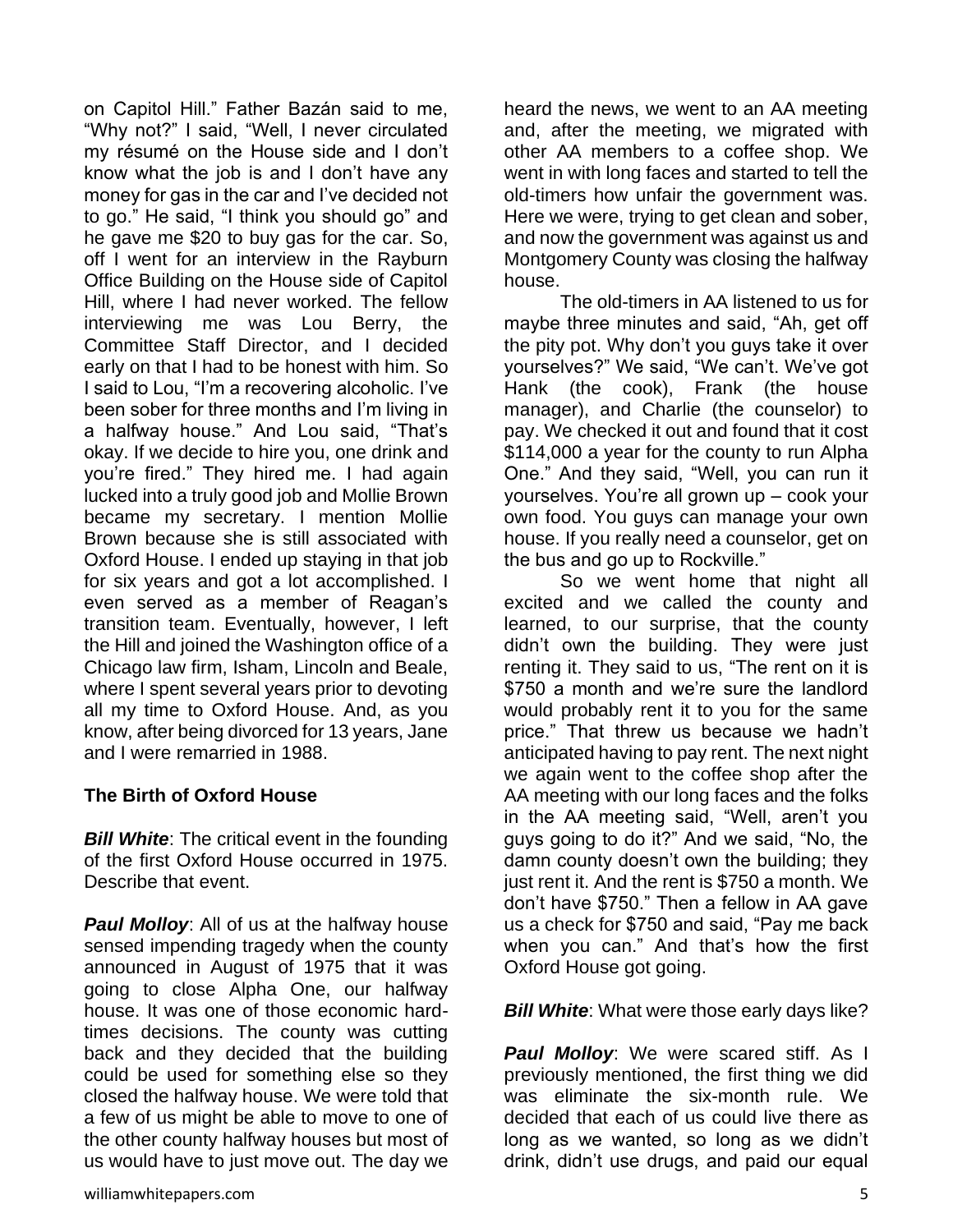on Capitol Hill." Father Bazán said to me, "Why not?" I said, "Well, I never circulated my résumé on the House side and I don't know what the job is and I don't have any money for gas in the car and I've decided not to go." He said, "I think you should go" and he gave me $20 to buy gas for the car. So, off I went for an interview in the Rayburn Office Building on the House side of Capitol Hill, where I had never worked. The fellow interviewing me was Lou Berry, the Committee Staff Director, and I decided early on that I had to be honest with him. So I said to Lou, "I'm a recovering alcoholic. I've been sober for three months and I'm living in a halfway house." And Lou said, "That's okay. If we decide to hire you, one drink and you're fired." They hired me. I had again lucked into a truly good job and Mollie Brown became my secretary. I mention Mollie Brown because she is still associated with Oxford House. I ended up staying in that job for six years and got a lot accomplished. I even served as a member of Reagan's transition team. Eventually, however, I left the Hill and joined the Washington office of a Chicago law firm, Isham, Lincoln and Beale, where I spent several years prior to devoting all my time to Oxford House. And, as you know, after being divorced for 13 years, Jane and I were remarried in 1988.

**The Birth of Oxford House**

***Bill White***: The critical event in the founding of the first Oxford House occurred in 1975. Describe that event.

***Paul Molloy***: All of us at the halfway house sensed impending tragedy when the county announced in August of 1975 that it was going to close Alpha One, our halfway house. It was one of those economic hard-times decisions. The county was cutting back and they decided that the building could be used for something else so they closed the halfway house. We were told that a few of us might be able to move to one of the other county halfway houses but most of us would have to just move out. The day we heard the news, we went to an AA meeting and, after the meeting, we migrated with other AA members to a coffee shop. We went in with long faces and started to tell the old-timers how unfair the government was. Here we were, trying to get clean and sober, and now the government was against us and Montgomery County was closing the halfway house.

The old-timers in AA listened to us for maybe three minutes and said, "Ah, get off the pity pot. Why don't you guys take it over yourselves?" We said, "We can't. We've got Hank (the cook), Frank (the house manager), and Charlie (the counselor) to pay. We checked it out and found that it cost $114,000 a year for the county to run Alpha One." And they said, "Well, you can run it yourselves. You're all grown up – cook your own food. You guys can manage your own house. If you really need a counselor, get on the bus and go up to Rockville."

So we went home that night all excited and we called the county and learned, to our surprise, that the county didn't own the building. They were just renting it. They said to us, "The rent on it is $750 a month and we're sure the landlord would probably rent it to you for the same price." That threw us because we hadn't anticipated having to pay rent. The next night we again went to the coffee shop after the AA meeting with our long faces and the folks in the AA meeting said, "Well, aren't you guys going to do it?" And we said, "No, the damn county doesn't own the building; they just rent it. And the rent is $750 a month. We don't have $750." Then a fellow in AA gave us a check for $750 and said, "Pay me back when you can." And that's how the first Oxford House got going.

***Bill White***: What were those early days like?

***Paul Molloy***: We were scared stiff. As I previously mentioned, the first thing we did was eliminate the six-month rule. We decided that each of us could live there as long as we wanted, so long as we didn't drink, didn't use drugs, and paid our equal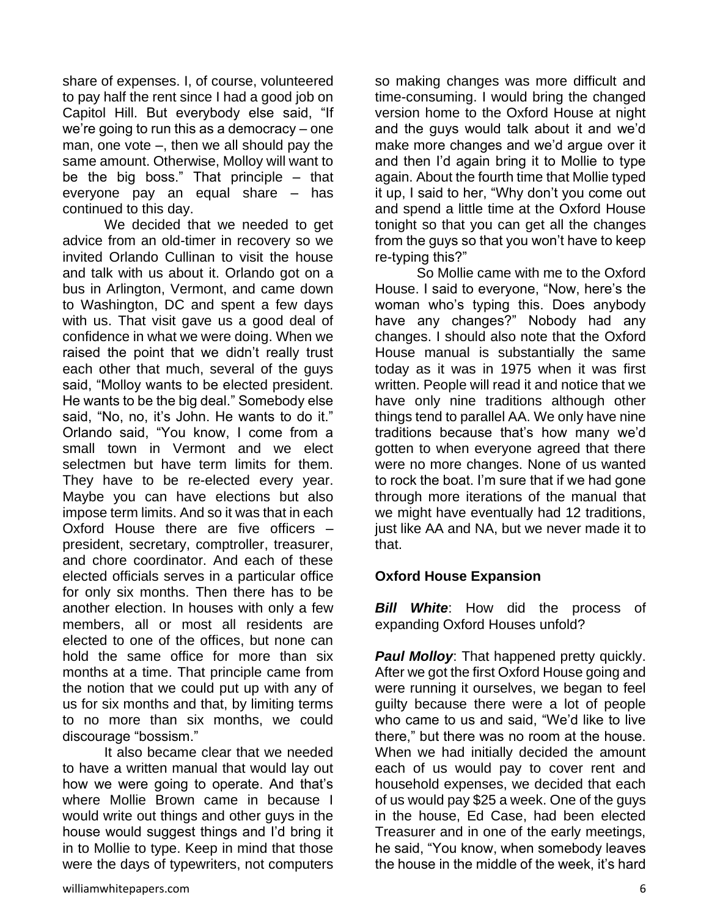share of expenses. I, of course, volunteered to pay half the rent since I had a good job on Capitol Hill. But everybody else said, "If we're going to run this as a democracy – one man, one vote –, then we all should pay the same amount. Otherwise, Molloy will want to be the big boss." That principle – that everyone pay an equal share – has continued to this day.

We decided that we needed to get advice from an old-timer in recovery so we invited Orlando Cullinan to visit the house and talk with us about it. Orlando got on a bus in Arlington, Vermont, and came down to Washington, DC and spent a few days with us. That visit gave us a good deal of confidence in what we were doing. When we raised the point that we didn't really trust each other that much, several of the guys said, "Molloy wants to be elected president. He wants to be the big deal." Somebody else said, "No, no, it's John. He wants to do it." Orlando said, "You know, I come from a small town in Vermont and we elect selectmen but have term limits for them. They have to be re-elected every year. Maybe you can have elections but also impose term limits. And so it was that in each Oxford House there are five officers – president, secretary, comptroller, treasurer, and chore coordinator. And each of these elected officials serves in a particular office for only six months. Then there has to be another election. In houses with only a few members, all or most all residents are elected to one of the offices, but none can hold the same office for more than six months at a time. That principle came from the notion that we could put up with any of us for six months and that, by limiting terms to no more than six months, we could discourage "bossism."

It also became clear that we needed to have a written manual that would lay out how we were going to operate. And that's where Mollie Brown came in because I would write out things and other guys in the house would suggest things and I'd bring it in to Mollie to type. Keep in mind that those were the days of typewriters, not computers so making changes was more difficult and time-consuming. I would bring the changed version home to the Oxford House at night and the guys would talk about it and we'd make more changes and we'd argue over it and then I'd again bring it to Mollie to type again. About the fourth time that Mollie typed it up, I said to her, "Why don't you come out and spend a little time at the Oxford House tonight so that you can get all the changes from the guys so that you won't have to keep re-typing this?"

So Mollie came with me to the Oxford House. I said to everyone, "Now, here's the woman who's typing this. Does anybody have any changes?" Nobody had any changes. I should also note that the Oxford House manual is substantially the same today as it was in 1975 when it was first written. People will read it and notice that we have only nine traditions although other things tend to parallel AA. We only have nine traditions because that's how many we'd gotten to when everyone agreed that there were no more changes. None of us wanted to rock the boat. I'm sure that if we had gone through more iterations of the manual that we might have eventually had 12 traditions, just like AA and NA, but we never made it to that.

## Oxford House Expansion

***Bill White***: How did the process of expanding Oxford Houses unfold?

***Paul Molloy***: That happened pretty quickly. After we got the first Oxford House going and were running it ourselves, we began to feel guilty because there were a lot of people who came to us and said, "We'd like to live there," but there was no room at the house. When we had initially decided the amount each of us would pay to cover rent and household expenses, we decided that each of us would pay $25 a week. One of the guys in the house, Ed Case, had been elected Treasurer and in one of the early meetings, he said, "You know, when somebody leaves the house in the middle of the week, it's hard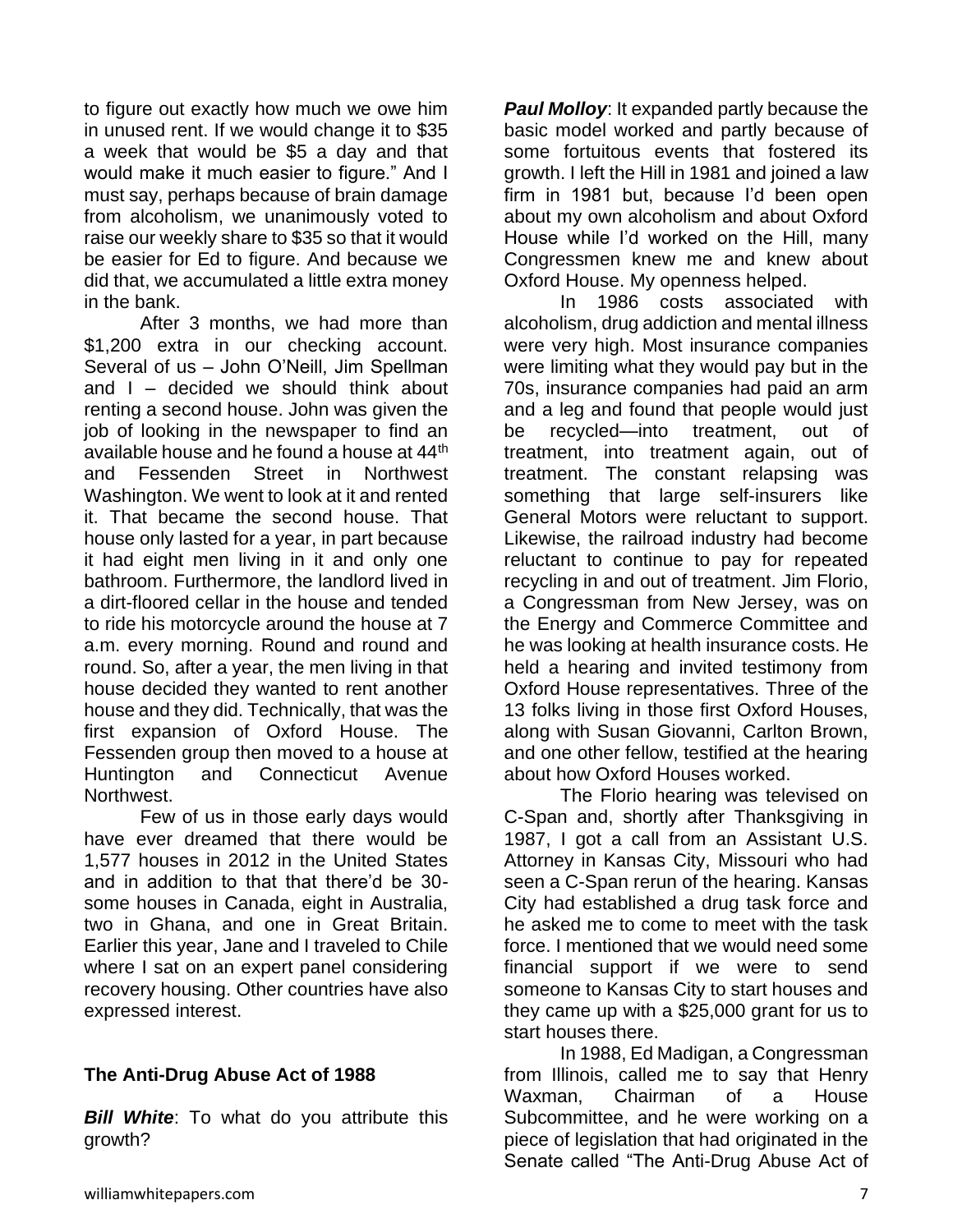to figure out exactly how much we owe him in unused rent. If we would change it to $35 a week that would be $5 a day and that would make it much easier to figure." And I must say, perhaps because of brain damage from alcoholism, we unanimously voted to raise our weekly share to $35 so that it would be easier for Ed to figure. And because we did that, we accumulated a little extra money in the bank.

After 3 months, we had more than $1,200 extra in our checking account. Several of us – John O'Neill, Jim Spellman and I – decided we should think about renting a second house. John was given the job of looking in the newspaper to find an available house and he found a house at 44th and Fessenden Street in Northwest Washington. We went to look at it and rented it. That became the second house. That house only lasted for a year, in part because it had eight men living in it and only one bathroom. Furthermore, the landlord lived in a dirt-floored cellar in the house and tended to ride his motorcycle around the house at 7 a.m. every morning. Round and round and round. So, after a year, the men living in that house decided they wanted to rent another house and they did. Technically, that was the first expansion of Oxford House. The Fessenden group then moved to a house at Huntington and Connecticut Avenue Northwest.

Few of us in those early days would have ever dreamed that there would be 1,577 houses in 2012 in the United States and in addition to that that there'd be 30-some houses in Canada, eight in Australia, two in Ghana, and one in Great Britain. Earlier this year, Jane and I traveled to Chile where I sat on an expert panel considering recovery housing. Other countries have also expressed interest.

## The Anti-Drug Abuse Act of 1988

***Bill White***: To what do you attribute this growth?

***Paul Molloy***: It expanded partly because the basic model worked and partly because of some fortuitous events that fostered its growth. I left the Hill in 1981 and joined a law firm in 1981 but, because I'd been open about my own alcoholism and about Oxford House while I'd worked on the Hill, many Congressmen knew me and knew about Oxford House. My openness helped.

In 1986 costs associated with alcoholism, drug addiction and mental illness were very high. Most insurance companies were limiting what they would pay but in the 70s, insurance companies had paid an arm and a leg and found that people would just be recycled—into treatment, out of treatment, into treatment again, out of treatment. The constant relapsing was something that large self-insurers like General Motors were reluctant to support. Likewise, the railroad industry had become reluctant to continue to pay for repeated recycling in and out of treatment. Jim Florio, a Congressman from New Jersey, was on the Energy and Commerce Committee and he was looking at health insurance costs. He held a hearing and invited testimony from Oxford House representatives. Three of the 13 folks living in those first Oxford Houses, along with Susan Giovanni, Carlton Brown, and one other fellow, testified at the hearing about how Oxford Houses worked.

The Florio hearing was televised on C-Span and, shortly after Thanksgiving in 1987, I got a call from an Assistant U.S. Attorney in Kansas City, Missouri who had seen a C-Span rerun of the hearing. Kansas City had established a drug task force and he asked me to come to meet with the task force. I mentioned that we would need some financial support if we were to send someone to Kansas City to start houses and they came up with a $25,000 grant for us to start houses there.

In 1988, Ed Madigan, a Congressman from Illinois, called me to say that Henry Waxman, Chairman of a House Subcommittee, and he were working on a piece of legislation that had originated in the Senate called "The Anti-Drug Abuse Act of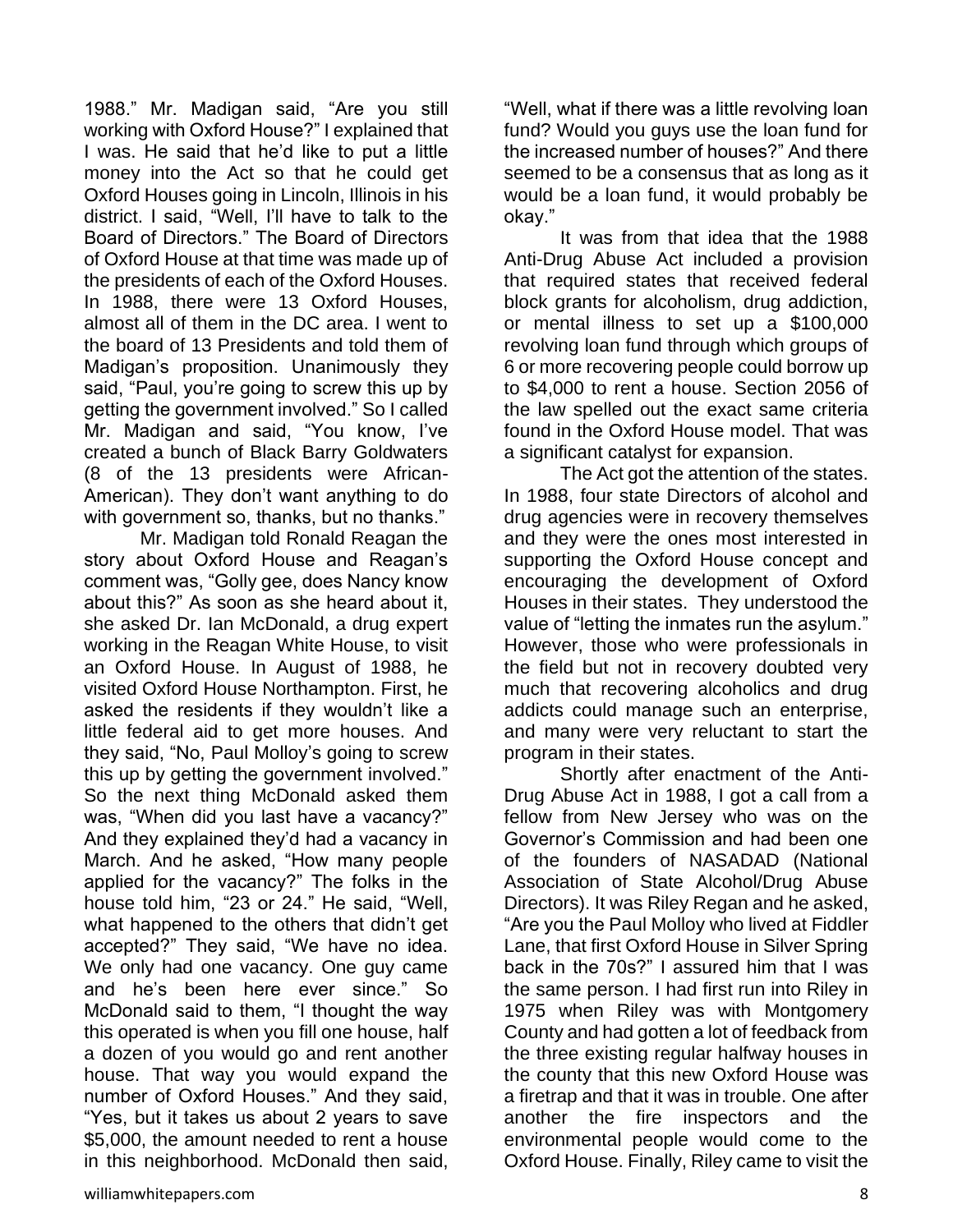1988." Mr. Madigan said, "Are you still working with Oxford House?" I explained that I was. He said that he'd like to put a little money into the Act so that he could get Oxford Houses going in Lincoln, Illinois in his district. I said, "Well, I'll have to talk to the Board of Directors." The Board of Directors of Oxford House at that time was made up of the presidents of each of the Oxford Houses. In 1988, there were 13 Oxford Houses, almost all of them in the DC area. I went to the board of 13 Presidents and told them of Madigan's proposition. Unanimously they said, "Paul, you're going to screw this up by getting the government involved." So I called Mr. Madigan and said, "You know, I've created a bunch of Black Barry Goldwaters (8 of the 13 presidents were African-American). They don't want anything to do with government so, thanks, but no thanks."

Mr. Madigan told Ronald Reagan the story about Oxford House and Reagan's comment was, "Golly gee, does Nancy know about this?" As soon as she heard about it, she asked Dr. Ian McDonald, a drug expert working in the Reagan White House, to visit an Oxford House. In August of 1988, he visited Oxford House Northampton. First, he asked the residents if they wouldn't like a little federal aid to get more houses. And they said, "No, Paul Molloy's going to screw this up by getting the government involved." So the next thing McDonald asked them was, "When did you last have a vacancy?" And they explained they'd had a vacancy in March. And he asked, "How many people applied for the vacancy?" The folks in the house told him, "23 or 24." He said, "Well, what happened to the others that didn't get accepted?" They said, "We have no idea. We only had one vacancy. One guy came and he's been here ever since." So McDonald said to them, "I thought the way this operated is when you fill one house, half a dozen of you would go and rent another house. That way you would expand the number of Oxford Houses." And they said, "Yes, but it takes us about 2 years to save $5,000, the amount needed to rent a house in this neighborhood. McDonald then said, "Well, what if there was a little revolving loan fund? Would you guys use the loan fund for the increased number of houses?" And there seemed to be a consensus that as long as it would be a loan fund, it would probably be okay."

It was from that idea that the 1988 Anti-Drug Abuse Act included a provision that required states that received federal block grants for alcoholism, drug addiction, or mental illness to set up a $100,000 revolving loan fund through which groups of 6 or more recovering people could borrow up to $4,000 to rent a house. Section 2056 of the law spelled out the exact same criteria found in the Oxford House model. That was a significant catalyst for expansion.

The Act got the attention of the states. In 1988, four state Directors of alcohol and drug agencies were in recovery themselves and they were the ones most interested in supporting the Oxford House concept and encouraging the development of Oxford Houses in their states. They understood the value of "letting the inmates run the asylum." However, those who were professionals in the field but not in recovery doubted very much that recovering alcoholics and drug addicts could manage such an enterprise, and many were very reluctant to start the program in their states.

Shortly after enactment of the Anti-Drug Abuse Act in 1988, I got a call from a fellow from New Jersey who was on the Governor's Commission and had been one of the founders of NASADAD (National Association of State Alcohol/Drug Abuse Directors). It was Riley Regan and he asked, "Are you the Paul Molloy who lived at Fiddler Lane, that first Oxford House in Silver Spring back in the 70s?" I assured him that I was the same person. I had first run into Riley in 1975 when Riley was with Montgomery County and had gotten a lot of feedback from the three existing regular halfway houses in the county that this new Oxford House was a firetrap and that it was in trouble. One after another the fire inspectors and the environmental people would come to the Oxford House. Finally, Riley came to visit the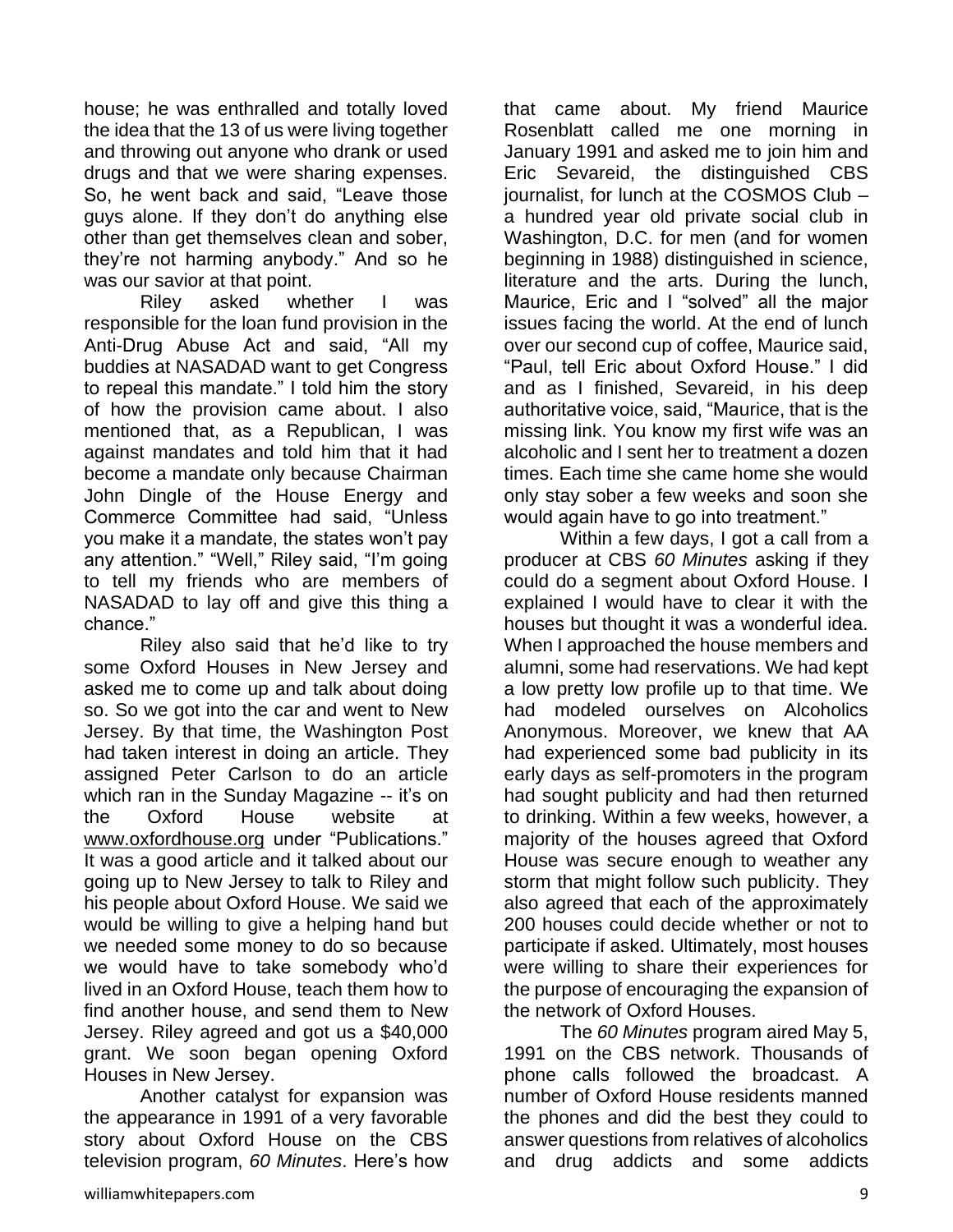house; he was enthralled and totally loved the idea that the 13 of us were living together and throwing out anyone who drank or used drugs and that we were sharing expenses. So, he went back and said, "Leave those guys alone. If they don't do anything else other than get themselves clean and sober, they're not harming anybody." And so he was our savior at that point.

Riley asked whether I was responsible for the loan fund provision in the Anti-Drug Abuse Act and said, "All my buddies at NASADAD want to get Congress to repeal this mandate." I told him the story of how the provision came about. I also mentioned that, as a Republican, I was against mandates and told him that it had become a mandate only because Chairman John Dingle of the House Energy and Commerce Committee had said, "Unless you make it a mandate, the states won't pay any attention." "Well," Riley said, "I'm going to tell my friends who are members of NASADAD to lay off and give this thing a chance."

Riley also said that he'd like to try some Oxford Houses in New Jersey and asked me to come up and talk about doing so. So we got into the car and went to New Jersey. By that time, the Washington Post had taken interest in doing an article. They assigned Peter Carlson to do an article which ran in the Sunday Magazine -- it's on the Oxford House website at www.oxfordhouse.org under "Publications." It was a good article and it talked about our going up to New Jersey to talk to Riley and his people about Oxford House. We said we would be willing to give a helping hand but we needed some money to do so because we would have to take somebody who'd lived in an Oxford House, teach them how to find another house, and send them to New Jersey. Riley agreed and got us a $40,000 grant. We soon began opening Oxford Houses in New Jersey.

Another catalyst for expansion was the appearance in 1991 of a very favorable story about Oxford House on the CBS television program, *60 Minutes*. Here's how that came about. My friend Maurice Rosenblatt called me one morning in January 1991 and asked me to join him and Eric Sevareid, the distinguished CBS journalist, for lunch at the COSMOS Club – a hundred year old private social club in Washington, D.C. for men (and for women beginning in 1988) distinguished in science, literature and the arts. During the lunch, Maurice, Eric and I "solved" all the major issues facing the world. At the end of lunch over our second cup of coffee, Maurice said, "Paul, tell Eric about Oxford House." I did and as I finished, Sevareid, in his deep authoritative voice, said, "Maurice, that is the missing link. You know my first wife was an alcoholic and I sent her to treatment a dozen times. Each time she came home she would only stay sober a few weeks and soon she would again have to go into treatment."

Within a few days, I got a call from a producer at CBS *60 Minutes* asking if they could do a segment about Oxford House. I explained I would have to clear it with the houses but thought it was a wonderful idea. When I approached the house members and alumni, some had reservations. We had kept a low pretty low profile up to that time. We had modeled ourselves on Alcoholics Anonymous. Moreover, we knew that AA had experienced some bad publicity in its early days as self-promoters in the program had sought publicity and had then returned to drinking. Within a few weeks, however, a majority of the houses agreed that Oxford House was secure enough to weather any storm that might follow such publicity. They also agreed that each of the approximately 200 houses could decide whether or not to participate if asked. Ultimately, most houses were willing to share their experiences for the purpose of encouraging the expansion of the network of Oxford Houses.

The *60 Minutes* program aired May 5, 1991 on the CBS network. Thousands of phone calls followed the broadcast. A number of Oxford House residents manned the phones and did the best they could to answer questions from relatives of alcoholics and drug addicts and some addicts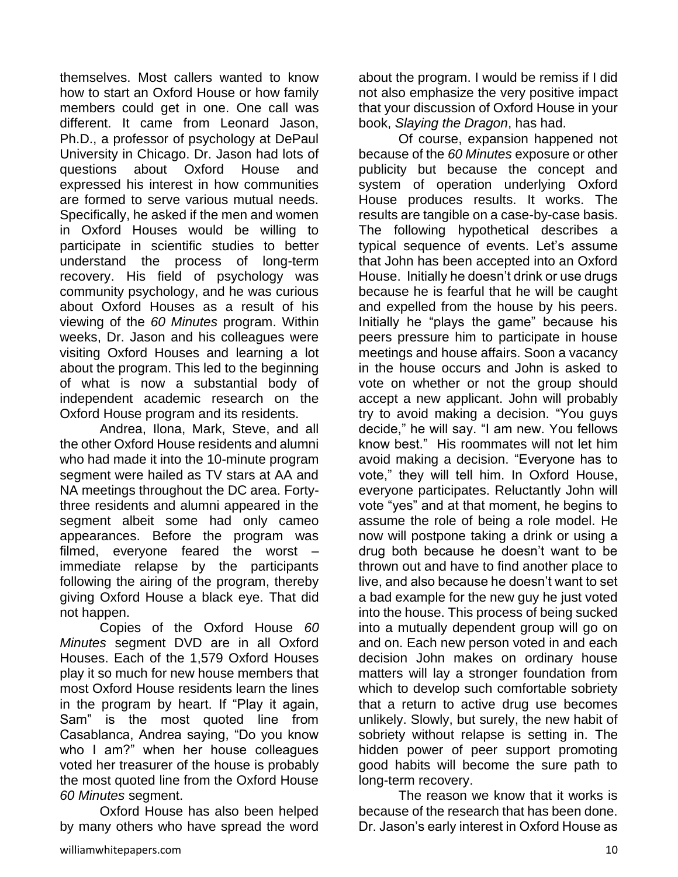themselves. Most callers wanted to know how to start an Oxford House or how family members could get in one. One call was different. It came from Leonard Jason, Ph.D., a professor of psychology at DePaul University in Chicago. Dr. Jason had lots of questions about Oxford House and expressed his interest in how communities are formed to serve various mutual needs. Specifically, he asked if the men and women in Oxford Houses would be willing to participate in scientific studies to better understand the process of long-term recovery. His field of psychology was community psychology, and he was curious about Oxford Houses as a result of his viewing of the *60 Minutes* program. Within weeks, Dr. Jason and his colleagues were visiting Oxford Houses and learning a lot about the program. This led to the beginning of what is now a substantial body of independent academic research on the Oxford House program and its residents.

Andrea, Ilona, Mark, Steve, and all the other Oxford House residents and alumni who had made it into the 10-minute program segment were hailed as TV stars at AA and NA meetings throughout the DC area. Forty-three residents and alumni appeared in the segment albeit some had only cameo appearances. Before the program was filmed, everyone feared the worst – immediate relapse by the participants following the airing of the program, thereby giving Oxford House a black eye. That did not happen.

Copies of the Oxford House *60 Minutes* segment DVD are in all Oxford Houses. Each of the 1,579 Oxford Houses play it so much for new house members that most Oxford House residents learn the lines in the program by heart. If "Play it again, Sam" is the most quoted line from Casablanca, Andrea saying, "Do you know who I am?" when her house colleagues voted her treasurer of the house is probably the most quoted line from the Oxford House *60 Minutes* segment.

Oxford House has also been helped by many others who have spread the word about the program. I would be remiss if I did not also emphasize the very positive impact that your discussion of Oxford House in your book, *Slaying the Dragon*, has had.

Of course, expansion happened not because of the *60 Minutes* exposure or other publicity but because the concept and system of operation underlying Oxford House produces results. It works. The results are tangible on a case-by-case basis. The following hypothetical describes a typical sequence of events. Let's assume that John has been accepted into an Oxford House. Initially he doesn't drink or use drugs because he is fearful that he will be caught and expelled from the house by his peers. Initially he "plays the game" because his peers pressure him to participate in house meetings and house affairs. Soon a vacancy in the house occurs and John is asked to vote on whether or not the group should accept a new applicant. John will probably try to avoid making a decision. "You guys decide," he will say. "I am new. You fellows know best." His roommates will not let him avoid making a decision. "Everyone has to vote," they will tell him. In Oxford House, everyone participates. Reluctantly John will vote "yes" and at that moment, he begins to assume the role of being a role model. He now will postpone taking a drink or using a drug both because he doesn't want to be thrown out and have to find another place to live, and also because he doesn't want to set a bad example for the new guy he just voted into the house. This process of being sucked into a mutually dependent group will go on and on. Each new person voted in and each decision John makes on ordinary house matters will lay a stronger foundation from which to develop such comfortable sobriety that a return to active drug use becomes unlikely. Slowly, but surely, the new habit of sobriety without relapse is setting in. The hidden power of peer support promoting good habits will become the sure path to long-term recovery.

The reason we know that it works is because of the research that has been done. Dr. Jason's early interest in Oxford House as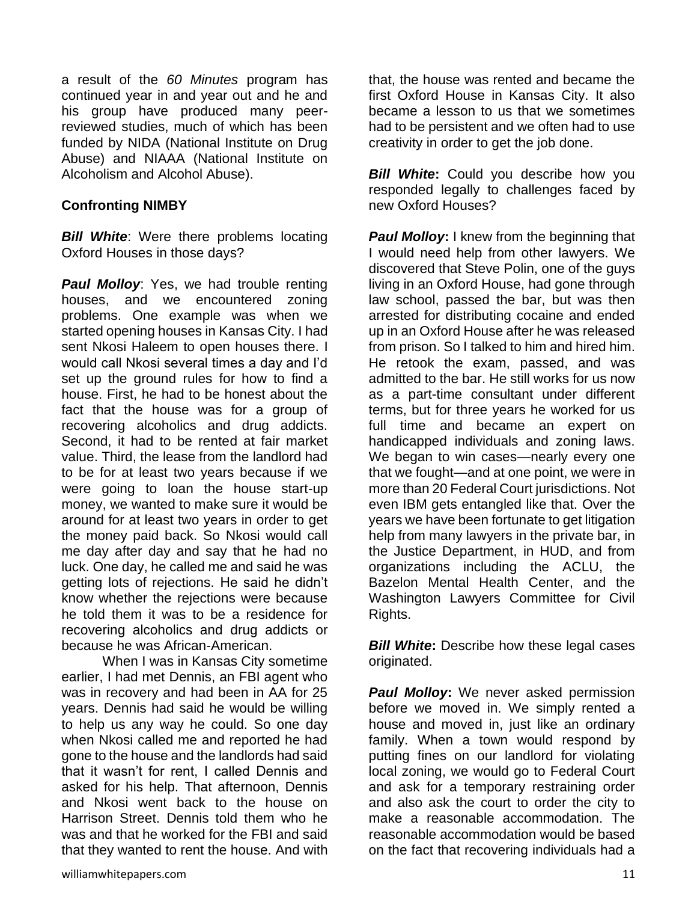a result of the *60 Minutes* program has continued year in and year out and he and his group have produced many peer-reviewed studies, much of which has been funded by NIDA (National Institute on Drug Abuse) and NIAAA (National Institute on Alcoholism and Alcohol Abuse).

## Confronting NIMBY

***Bill White***: Were there problems locating Oxford Houses in those days?

***Paul Molloy***: Yes, we had trouble renting houses, and we encountered zoning problems. One example was when we started opening houses in Kansas City. I had sent Nkosi Haleem to open houses there. I would call Nkosi several times a day and I'd set up the ground rules for how to find a house. First, he had to be honest about the fact that the house was for a group of recovering alcoholics and drug addicts. Second, it had to be rented at fair market value. Third, the lease from the landlord had to be for at least two years because if we were going to loan the house start-up money, we wanted to make sure it would be around for at least two years in order to get the money paid back. So Nkosi would call me day after day and say that he had no luck. One day, he called me and said he was getting lots of rejections. He said he didn't know whether the rejections were because he told them it was to be a residence for recovering alcoholics and drug addicts or because he was African-American.

When I was in Kansas City sometime earlier, I had met Dennis, an FBI agent who was in recovery and had been in AA for 25 years. Dennis had said he would be willing to help us any way he could. So one day when Nkosi called me and reported he had gone to the house and the landlords had said that it wasn't for rent, I called Dennis and asked for his help. That afternoon, Dennis and Nkosi went back to the house on Harrison Street. Dennis told them who he was and that he worked for the FBI and said that they wanted to rent the house. And with that, the house was rented and became the first Oxford House in Kansas City. It also became a lesson to us that we sometimes had to be persistent and we often had to use creativity in order to get the job done.

***Bill White*****:** Could you describe how you responded legally to challenges faced by new Oxford Houses?

***Paul Molloy*****:** I knew from the beginning that I would need help from other lawyers. We discovered that Steve Polin, one of the guys living in an Oxford House, had gone through law school, passed the bar, but was then arrested for distributing cocaine and ended up in an Oxford House after he was released from prison. So I talked to him and hired him. He retook the exam, passed, and was admitted to the bar. He still works for us now as a part-time consultant under different terms, but for three years he worked for us full time and became an expert on handicapped individuals and zoning laws. We began to win cases—nearly every one that we fought—and at one point, we were in more than 20 Federal Court jurisdictions. Not even IBM gets entangled like that. Over the years we have been fortunate to get litigation help from many lawyers in the private bar, in the Justice Department, in HUD, and from organizations including the ACLU, the Bazelon Mental Health Center, and the Washington Lawyers Committee for Civil Rights.

***Bill White*****:** Describe how these legal cases originated.

***Paul Molloy*****:** We never asked permission before we moved in. We simply rented a house and moved in, just like an ordinary family. When a town would respond by putting fines on our landlord for violating local zoning, we would go to Federal Court and ask for a temporary restraining order and also ask the court to order the city to make a reasonable accommodation. The reasonable accommodation would be based on the fact that recovering individuals had a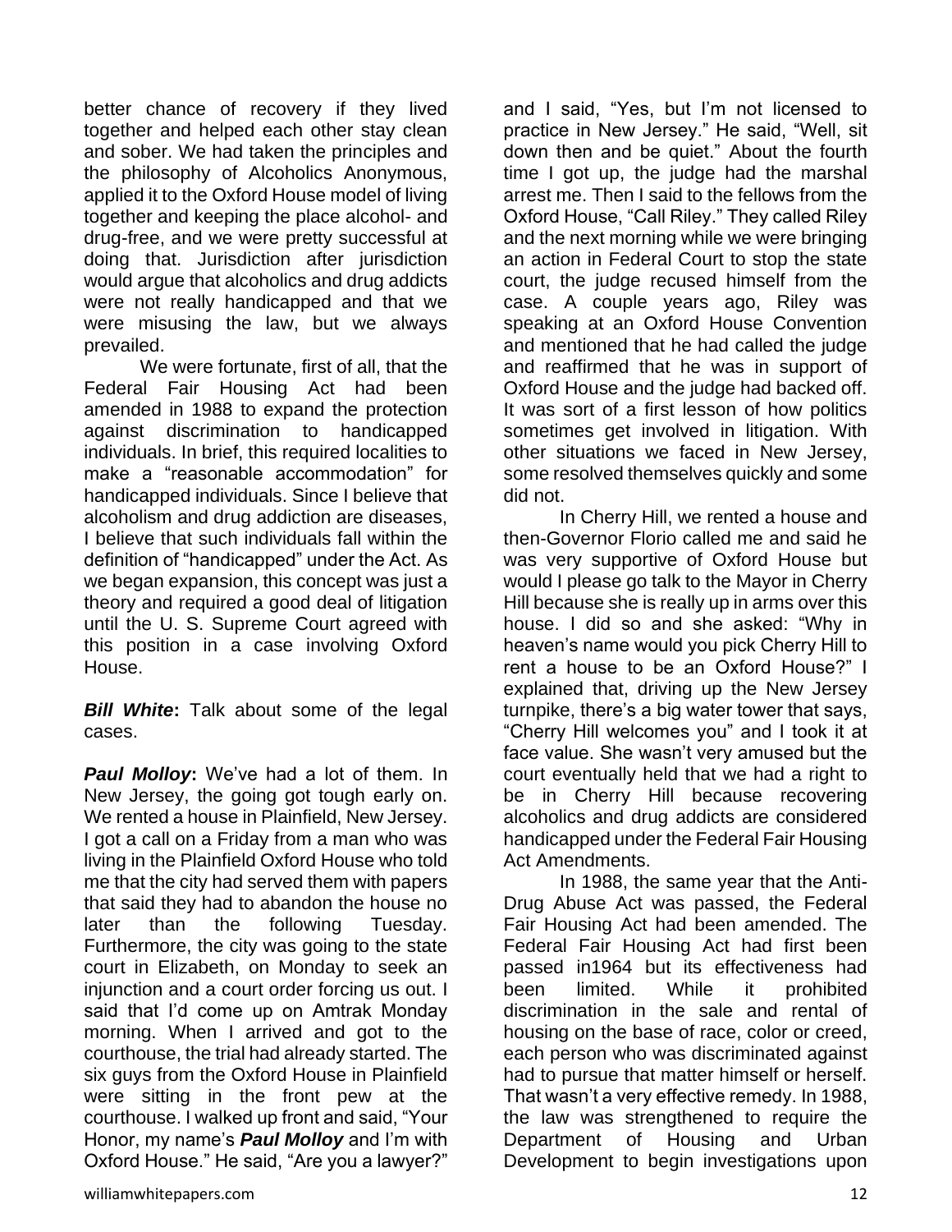better chance of recovery if they lived together and helped each other stay clean and sober. We had taken the principles and the philosophy of Alcoholics Anonymous, applied it to the Oxford House model of living together and keeping the place alcohol- and drug-free, and we were pretty successful at doing that. Jurisdiction after jurisdiction would argue that alcoholics and drug addicts were not really handicapped and that we were misusing the law, but we always prevailed.

We were fortunate, first of all, that the Federal Fair Housing Act had been amended in 1988 to expand the protection against discrimination to handicapped individuals. In brief, this required localities to make a "reasonable accommodation" for handicapped individuals. Since I believe that alcoholism and drug addiction are diseases, I believe that such individuals fall within the definition of "handicapped" under the Act. As we began expansion, this concept was just a theory and required a good deal of litigation until the U. S. Supreme Court agreed with this position in a case involving Oxford House.

***Bill White*:** Talk about some of the legal cases.

***Paul Molloy*:** We've had a lot of them. In New Jersey, the going got tough early on. We rented a house in Plainfield, New Jersey. I got a call on a Friday from a man who was living in the Plainfield Oxford House who told me that the city had served them with papers that said they had to abandon the house no later than the following Tuesday. Furthermore, the city was going to the state court in Elizabeth, on Monday to seek an injunction and a court order forcing us out. I said that I'd come up on Amtrak Monday morning. When I arrived and got to the courthouse, the trial had already started. The six guys from the Oxford House in Plainfield were sitting in the front pew at the courthouse. I walked up front and said, "Your Honor, my name's ***Paul Molloy*** and I'm with Oxford House." He said, "Are you a lawyer?" and I said, "Yes, but I'm not licensed to practice in New Jersey." He said, "Well, sit down then and be quiet." About the fourth time I got up, the judge had the marshal arrest me. Then I said to the fellows from the Oxford House, "Call Riley." They called Riley and the next morning while we were bringing an action in Federal Court to stop the state court, the judge recused himself from the case. A couple years ago, Riley was speaking at an Oxford House Convention and mentioned that he had called the judge and reaffirmed that he was in support of Oxford House and the judge had backed off. It was sort of a first lesson of how politics sometimes get involved in litigation. With other situations we faced in New Jersey, some resolved themselves quickly and some did not.

In Cherry Hill, we rented a house and then-Governor Florio called me and said he was very supportive of Oxford House but would I please go talk to the Mayor in Cherry Hill because she is really up in arms over this house. I did so and she asked: "Why in heaven's name would you pick Cherry Hill to rent a house to be an Oxford House?" I explained that, driving up the New Jersey turnpike, there's a big water tower that says, "Cherry Hill welcomes you" and I took it at face value. She wasn't very amused but the court eventually held that we had a right to be in Cherry Hill because recovering alcoholics and drug addicts are considered handicapped under the Federal Fair Housing Act Amendments.

In 1988, the same year that the Anti-Drug Abuse Act was passed, the Federal Fair Housing Act had been amended. The Federal Fair Housing Act had first been passed in1964 but its effectiveness had been limited. While it prohibited discrimination in the sale and rental of housing on the base of race, color or creed, each person who was discriminated against had to pursue that matter himself or herself. That wasn't a very effective remedy. In 1988, the law was strengthened to require the Department of Housing and Urban Development to begin investigations upon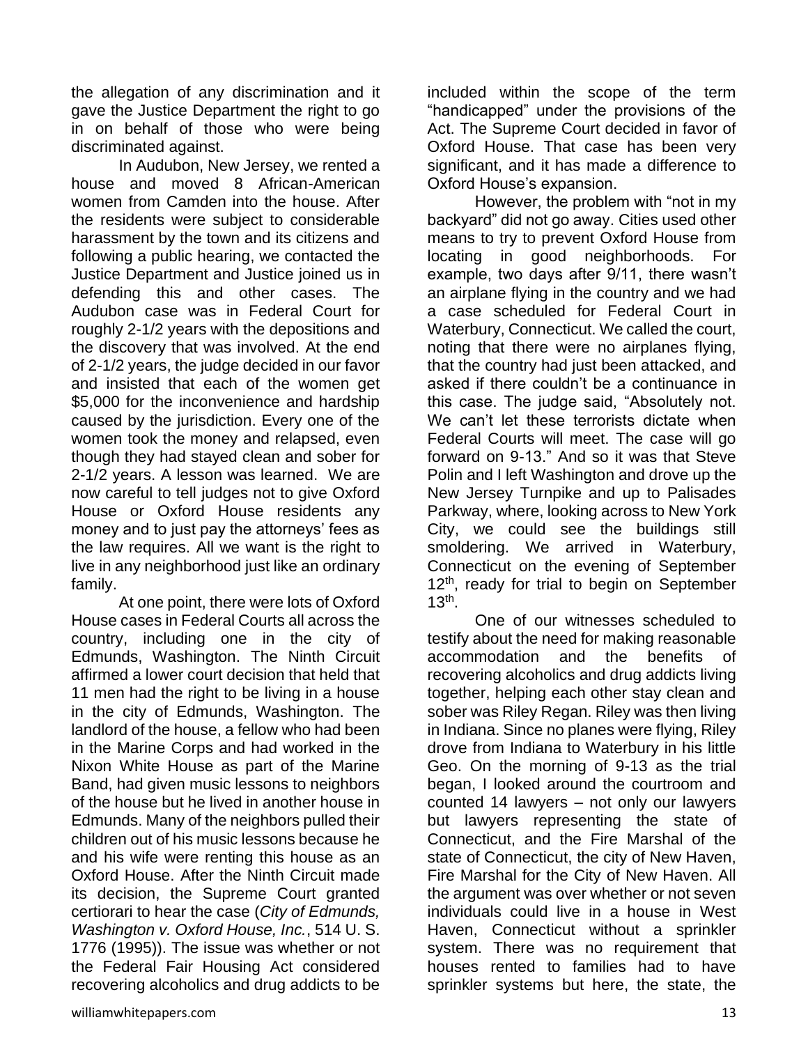the allegation of any discrimination and it gave the Justice Department the right to go in on behalf of those who were being discriminated against.

In Audubon, New Jersey, we rented a house and moved 8 African-American women from Camden into the house. After the residents were subject to considerable harassment by the town and its citizens and following a public hearing, we contacted the Justice Department and Justice joined us in defending this and other cases. The Audubon case was in Federal Court for roughly 2-1/2 years with the depositions and the discovery that was involved. At the end of 2-1/2 years, the judge decided in our favor and insisted that each of the women get $5,000 for the inconvenience and hardship caused by the jurisdiction. Every one of the women took the money and relapsed, even though they had stayed clean and sober for 2-1/2 years. A lesson was learned. We are now careful to tell judges not to give Oxford House or Oxford House residents any money and to just pay the attorneys' fees as the law requires. All we want is the right to live in any neighborhood just like an ordinary family.

At one point, there were lots of Oxford House cases in Federal Courts all across the country, including one in the city of Edmunds, Washington. The Ninth Circuit affirmed a lower court decision that held that 11 men had the right to be living in a house in the city of Edmunds, Washington. The landlord of the house, a fellow who had been in the Marine Corps and had worked in the Nixon White House as part of the Marine Band, had given music lessons to neighbors of the house but he lived in another house in Edmunds. Many of the neighbors pulled their children out of his music lessons because he and his wife were renting this house as an Oxford House. After the Ninth Circuit made its decision, the Supreme Court granted certiorari to hear the case (*City of Edmunds, Washington v. Oxford House, Inc.*, 514 U. S. 1776 (1995)). The issue was whether or not the Federal Fair Housing Act considered recovering alcoholics and drug addicts to be included within the scope of the term "handicapped" under the provisions of the Act. The Supreme Court decided in favor of Oxford House. That case has been very significant, and it has made a difference to Oxford House's expansion.

However, the problem with "not in my backyard" did not go away. Cities used other means to try to prevent Oxford House from locating in good neighborhoods. For example, two days after 9/11, there wasn't an airplane flying in the country and we had a case scheduled for Federal Court in Waterbury, Connecticut. We called the court, noting that there were no airplanes flying, that the country had just been attacked, and asked if there couldn't be a continuance in this case. The judge said, "Absolutely not. We can't let these terrorists dictate when Federal Courts will meet. The case will go forward on 9-13." And so it was that Steve Polin and I left Washington and drove up the New Jersey Turnpike and up to Palisades Parkway, where, looking across to New York City, we could see the buildings still smoldering. We arrived in Waterbury, Connecticut on the evening of September 12th, ready for trial to begin on September 13th.

One of our witnesses scheduled to testify about the need for making reasonable accommodation and the benefits of recovering alcoholics and drug addicts living together, helping each other stay clean and sober was Riley Regan. Riley was then living in Indiana. Since no planes were flying, Riley drove from Indiana to Waterbury in his little Geo. On the morning of 9-13 as the trial began, I looked around the courtroom and counted 14 lawyers – not only our lawyers but lawyers representing the state of Connecticut, and the Fire Marshal of the state of Connecticut, the city of New Haven, Fire Marshal for the City of New Haven. All the argument was over whether or not seven individuals could live in a house in West Haven, Connecticut without a sprinkler system. There was no requirement that houses rented to families had to have sprinkler systems but here, the state, the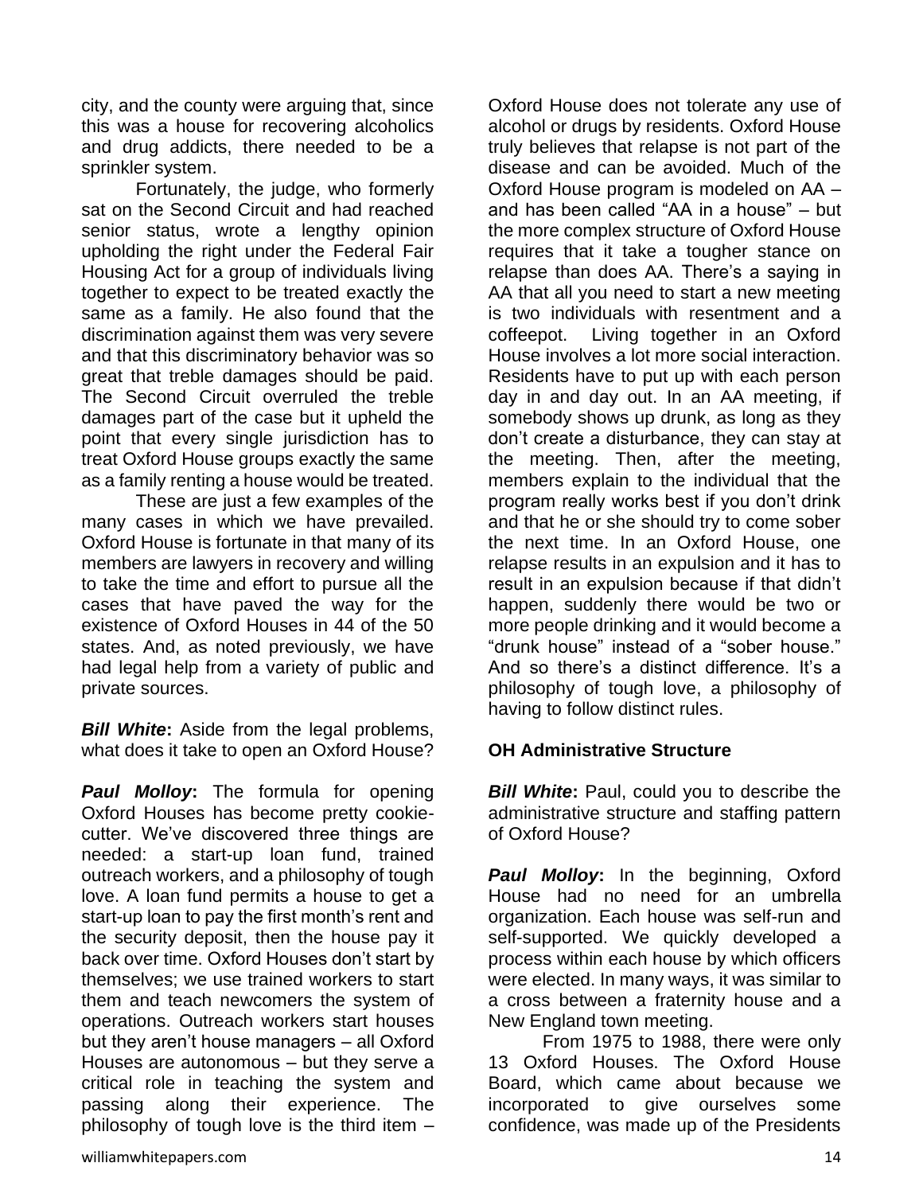city, and the county were arguing that, since this was a house for recovering alcoholics and drug addicts, there needed to be a sprinkler system.

Fortunately, the judge, who formerly sat on the Second Circuit and had reached senior status, wrote a lengthy opinion upholding the right under the Federal Fair Housing Act for a group of individuals living together to expect to be treated exactly the same as a family. He also found that the discrimination against them was very severe and that this discriminatory behavior was so great that treble damages should be paid. The Second Circuit overruled the treble damages part of the case but it upheld the point that every single jurisdiction has to treat Oxford House groups exactly the same as a family renting a house would be treated.

These are just a few examples of the many cases in which we have prevailed. Oxford House is fortunate in that many of its members are lawyers in recovery and willing to take the time and effort to pursue all the cases that have paved the way for the existence of Oxford Houses in 44 of the 50 states. And, as noted previously, we have had legal help from a variety of public and private sources.

***Bill White*:** Aside from the legal problems, what does it take to open an Oxford House?

***Paul Molloy*:** The formula for opening Oxford Houses has become pretty cookie-cutter. We've discovered three things are needed: a start-up loan fund, trained outreach workers, and a philosophy of tough love. A loan fund permits a house to get a start-up loan to pay the first month's rent and the security deposit, then the house pay it back over time. Oxford Houses don't start by themselves; we use trained workers to start them and teach newcomers the system of operations. Outreach workers start houses but they aren't house managers – all Oxford Houses are autonomous – but they serve a critical role in teaching the system and passing along their experience. The philosophy of tough love is the third item – Oxford House does not tolerate any use of alcohol or drugs by residents. Oxford House truly believes that relapse is not part of the disease and can be avoided. Much of the Oxford House program is modeled on AA – and has been called "AA in a house" – but the more complex structure of Oxford House requires that it take a tougher stance on relapse than does AA. There's a saying in AA that all you need to start a new meeting is two individuals with resentment and a coffeepot. Living together in an Oxford House involves a lot more social interaction. Residents have to put up with each person day in and day out. In an AA meeting, if somebody shows up drunk, as long as they don't create a disturbance, they can stay at the meeting. Then, after the meeting, members explain to the individual that the program really works best if you don't drink and that he or she should try to come sober the next time. In an Oxford House, one relapse results in an expulsion and it has to result in an expulsion because if that didn't happen, suddenly there would be two or more people drinking and it would become a "drunk house" instead of a "sober house." And so there's a distinct difference. It's a philosophy of tough love, a philosophy of having to follow distinct rules.

### OH Administrative Structure

***Bill White*:** Paul, could you to describe the administrative structure and staffing pattern of Oxford House?

***Paul Molloy*:** In the beginning, Oxford House had no need for an umbrella organization. Each house was self-run and self-supported. We quickly developed a process within each house by which officers were elected. In many ways, it was similar to a cross between a fraternity house and a New England town meeting.

From 1975 to 1988, there were only 13 Oxford Houses. The Oxford House Board, which came about because we incorporated to give ourselves some confidence, was made up of the Presidents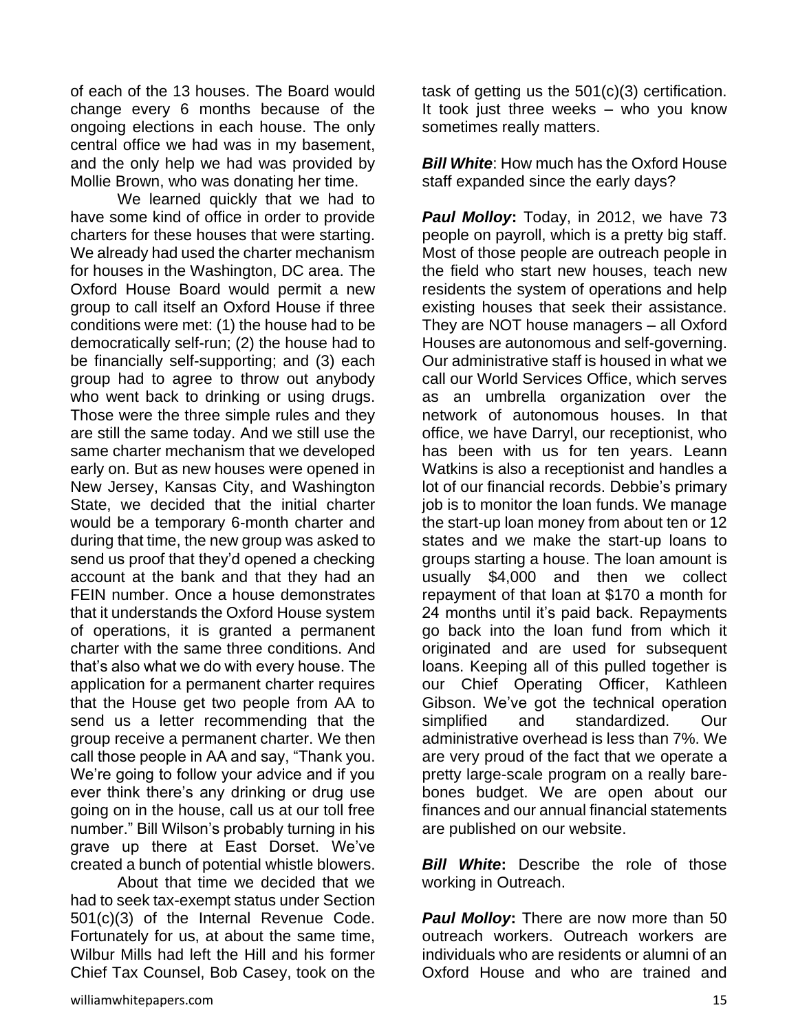of each of the 13 houses. The Board would change every 6 months because of the ongoing elections in each house. The only central office we had was in my basement, and the only help we had was provided by Mollie Brown, who was donating her time.

We learned quickly that we had to have some kind of office in order to provide charters for these houses that were starting. We already had used the charter mechanism for houses in the Washington, DC area. The Oxford House Board would permit a new group to call itself an Oxford House if three conditions were met: (1) the house had to be democratically self-run; (2) the house had to be financially self-supporting; and (3) each group had to agree to throw out anybody who went back to drinking or using drugs. Those were the three simple rules and they are still the same today. And we still use the same charter mechanism that we developed early on. But as new houses were opened in New Jersey, Kansas City, and Washington State, we decided that the initial charter would be a temporary 6-month charter and during that time, the new group was asked to send us proof that they'd opened a checking account at the bank and that they had an FEIN number. Once a house demonstrates that it understands the Oxford House system of operations, it is granted a permanent charter with the same three conditions. And that's also what we do with every house. The application for a permanent charter requires that the House get two people from AA to send us a letter recommending that the group receive a permanent charter. We then call those people in AA and say, "Thank you. We're going to follow your advice and if you ever think there's any drinking or drug use going on in the house, call us at our toll free number." Bill Wilson's probably turning in his grave up there at East Dorset. We've created a bunch of potential whistle blowers.

About that time we decided that we had to seek tax-exempt status under Section 501(c)(3) of the Internal Revenue Code. Fortunately for us, at about the same time, Wilbur Mills had left the Hill and his former Chief Tax Counsel, Bob Casey, took on the task of getting us the 501(c)(3) certification. It took just three weeks – who you know sometimes really matters.

***Bill White***: How much has the Oxford House staff expanded since the early days?

***Paul Molloy*:** Today, in 2012, we have 73 people on payroll, which is a pretty big staff. Most of those people are outreach people in the field who start new houses, teach new residents the system of operations and help existing houses that seek their assistance. They are NOT house managers – all Oxford Houses are autonomous and self-governing. Our administrative staff is housed in what we call our World Services Office, which serves as an umbrella organization over the network of autonomous houses. In that office, we have Darryl, our receptionist, who has been with us for ten years. Leann Watkins is also a receptionist and handles a lot of our financial records. Debbie's primary job is to monitor the loan funds. We manage the start-up loan money from about ten or 12 states and we make the start-up loans to groups starting a house. The loan amount is usually $4,000 and then we collect repayment of that loan at $170 a month for 24 months until it's paid back. Repayments go back into the loan fund from which it originated and are used for subsequent loans. Keeping all of this pulled together is our Chief Operating Officer, Kathleen Gibson. We've got the technical operation simplified and standardized. Our administrative overhead is less than 7%. We are very proud of the fact that we operate a pretty large-scale program on a really bare-bones budget. We are open about our finances and our annual financial statements are published on our website.

***Bill White*:** Describe the role of those working in Outreach.

***Paul Molloy*:** There are now more than 50 outreach workers. Outreach workers are individuals who are residents or alumni of an Oxford House and who are trained and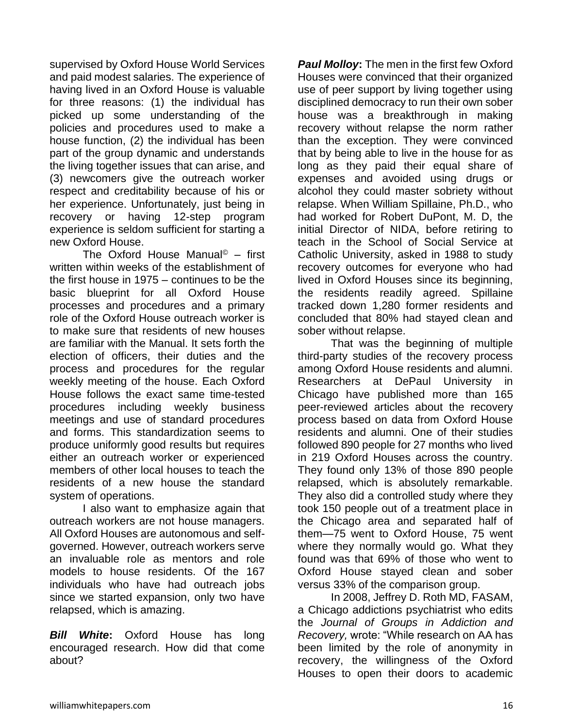supervised by Oxford House World Services and paid modest salaries. The experience of having lived in an Oxford House is valuable for three reasons: (1) the individual has picked up some understanding of the policies and procedures used to make a house function, (2) the individual has been part of the group dynamic and understands the living together issues that can arise, and (3) newcomers give the outreach worker respect and creditability because of his or her experience. Unfortunately, just being in recovery or having 12-step program experience is seldom sufficient for starting a new Oxford House.

The Oxford House Manual© – first written within weeks of the establishment of the first house in 1975 – continues to be the basic blueprint for all Oxford House processes and procedures and a primary role of the Oxford House outreach worker is to make sure that residents of new houses are familiar with the Manual. It sets forth the election of officers, their duties and the process and procedures for the regular weekly meeting of the house. Each Oxford House follows the exact same time-tested procedures including weekly business meetings and use of standard procedures and forms. This standardization seems to produce uniformly good results but requires either an outreach worker or experienced members of other local houses to teach the residents of a new house the standard system of operations.

I also want to emphasize again that outreach workers are not house managers. All Oxford Houses are autonomous and self-governed. However, outreach workers serve an invaluable role as mentors and role models to house residents. Of the 167 individuals who have had outreach jobs since we started expansion, only two have relapsed, which is amazing.

***Bill White*:** Oxford House has long encouraged research. How did that come about?

***Paul Molloy*:** The men in the first few Oxford Houses were convinced that their organized use of peer support by living together using disciplined democracy to run their own sober house was a breakthrough in making recovery without relapse the norm rather than the exception. They were convinced that by being able to live in the house for as long as they paid their equal share of expenses and avoided using drugs or alcohol they could master sobriety without relapse. When William Spillaine, Ph.D., who had worked for Robert DuPont, M. D, the initial Director of NIDA, before retiring to teach in the School of Social Service at Catholic University, asked in 1988 to study recovery outcomes for everyone who had lived in Oxford Houses since its beginning, the residents readily agreed. Spillaine tracked down 1,280 former residents and concluded that 80% had stayed clean and sober without relapse.

That was the beginning of multiple third-party studies of the recovery process among Oxford House residents and alumni. Researchers at DePaul University in Chicago have published more than 165 peer-reviewed articles about the recovery process based on data from Oxford House residents and alumni. One of their studies followed 890 people for 27 months who lived in 219 Oxford Houses across the country. They found only 13% of those 890 people relapsed, which is absolutely remarkable. They also did a controlled study where they took 150 people out of a treatment place in the Chicago area and separated half of them—75 went to Oxford House, 75 went where they normally would go. What they found was that 69% of those who went to Oxford House stayed clean and sober versus 33% of the comparison group.

In 2008, Jeffrey D. Roth MD, FASAM, a Chicago addictions psychiatrist who edits the *Journal of Groups in Addiction and Recovery,* wrote: "While research on AA has been limited by the role of anonymity in recovery, the willingness of the Oxford Houses to open their doors to academic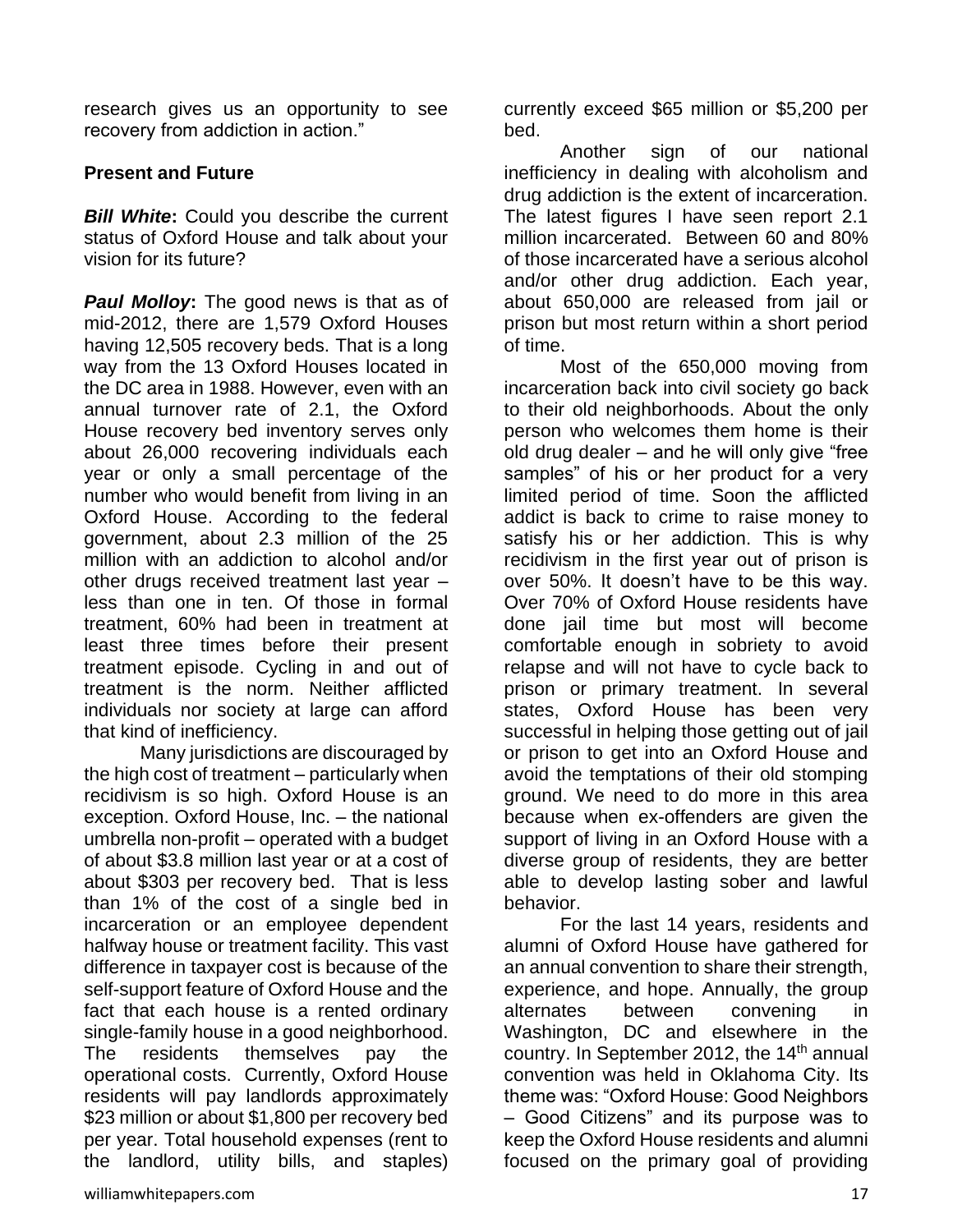research gives us an opportunity to see recovery from addiction in action."

**Present and Future**

***Bill White*:** Could you describe the current status of Oxford House and talk about your vision for its future?

***Paul Molloy*:** The good news is that as of mid-2012, there are 1,579 Oxford Houses having 12,505 recovery beds. That is a long way from the 13 Oxford Houses located in the DC area in 1988. However, even with an annual turnover rate of 2.1, the Oxford House recovery bed inventory serves only about 26,000 recovering individuals each year or only a small percentage of the number who would benefit from living in an Oxford House. According to the federal government, about 2.3 million of the 25 million with an addiction to alcohol and/or other drugs received treatment last year – less than one in ten. Of those in formal treatment, 60% had been in treatment at least three times before their present treatment episode. Cycling in and out of treatment is the norm. Neither afflicted individuals nor society at large can afford that kind of inefficiency.

Many jurisdictions are discouraged by the high cost of treatment – particularly when recidivism is so high. Oxford House is an exception. Oxford House, Inc. – the national umbrella non-profit – operated with a budget of about $3.8 million last year or at a cost of about $303 per recovery bed. That is less than 1% of the cost of a single bed in incarceration or an employee dependent halfway house or treatment facility. This vast difference in taxpayer cost is because of the self-support feature of Oxford House and the fact that each house is a rented ordinary single-family house in a good neighborhood. The residents themselves pay the operational costs. Currently, Oxford House residents will pay landlords approximately $23 million or about $1,800 per recovery bed per year. Total household expenses (rent to the landlord, utility bills, and staples) currently exceed $65 million or $5,200 per bed.

Another sign of our national inefficiency in dealing with alcoholism and drug addiction is the extent of incarceration. The latest figures I have seen report 2.1 million incarcerated. Between 60 and 80% of those incarcerated have a serious alcohol and/or other drug addiction. Each year, about 650,000 are released from jail or prison but most return within a short period of time.

Most of the 650,000 moving from incarceration back into civil society go back to their old neighborhoods. About the only person who welcomes them home is their old drug dealer – and he will only give "free samples" of his or her product for a very limited period of time. Soon the afflicted addict is back to crime to raise money to satisfy his or her addiction. This is why recidivism in the first year out of prison is over 50%. It doesn't have to be this way. Over 70% of Oxford House residents have done jail time but most will become comfortable enough in sobriety to avoid relapse and will not have to cycle back to prison or primary treatment. In several states, Oxford House has been very successful in helping those getting out of jail or prison to get into an Oxford House and avoid the temptations of their old stomping ground. We need to do more in this area because when ex-offenders are given the support of living in an Oxford House with a diverse group of residents, they are better able to develop lasting sober and lawful behavior.

For the last 14 years, residents and alumni of Oxford House have gathered for an annual convention to share their strength, experience, and hope. Annually, the group alternates between convening in Washington, DC and elsewhere in the country. In September 2012, the 14th annual convention was held in Oklahoma City. Its theme was: "Oxford House: Good Neighbors – Good Citizens" and its purpose was to keep the Oxford House residents and alumni focused on the primary goal of providing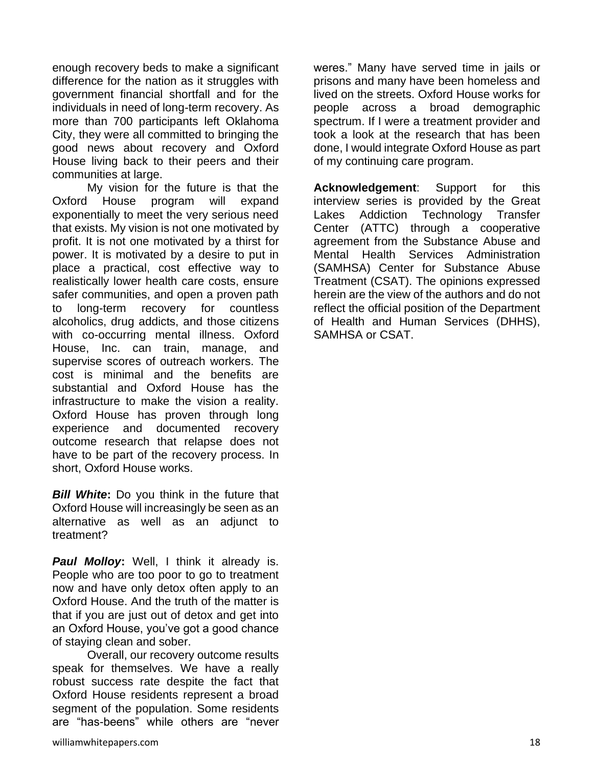enough recovery beds to make a significant difference for the nation as it struggles with government financial shortfall and for the individuals in need of long-term recovery. As more than 700 participants left Oklahoma City, they were all committed to bringing the good news about recovery and Oxford House living back to their peers and their communities at large.

My vision for the future is that the Oxford House program will expand exponentially to meet the very serious need that exists. My vision is not one motivated by profit. It is not one motivated by a thirst for power. It is motivated by a desire to put in place a practical, cost effective way to realistically lower health care costs, ensure safer communities, and open a proven path to long-term recovery for countless alcoholics, drug addicts, and those citizens with co-occurring mental illness. Oxford House, Inc. can train, manage, and supervise scores of outreach workers. The cost is minimal and the benefits are substantial and Oxford House has the infrastructure to make the vision a reality. Oxford House has proven through long experience and documented recovery outcome research that relapse does not have to be part of the recovery process. In short, Oxford House works.

***Bill White*:** Do you think in the future that Oxford House will increasingly be seen as an alternative as well as an adjunct to treatment?

***Paul Molloy*:** Well, I think it already is. People who are too poor to go to treatment now and have only detox often apply to an Oxford House. And the truth of the matter is that if you are just out of detox and get into an Oxford House, you've got a good chance of staying clean and sober.

Overall, our recovery outcome results speak for themselves. We have a really robust success rate despite the fact that Oxford House residents represent a broad segment of the population. Some residents are "has-beens" while others are "never weres." Many have served time in jails or prisons and many have been homeless and lived on the streets. Oxford House works for people across a broad demographic spectrum. If I were a treatment provider and took a look at the research that has been done, I would integrate Oxford House as part of my continuing care program.

**Acknowledgement**: Support for this interview series is provided by the Great Lakes Addiction Technology Transfer Center (ATTC) through a cooperative agreement from the Substance Abuse and Mental Health Services Administration (SAMHSA) Center for Substance Abuse Treatment (CSAT). The opinions expressed herein are the view of the authors and do not reflect the official position of the Department of Health and Human Services (DHHS), SAMHSA or CSAT.